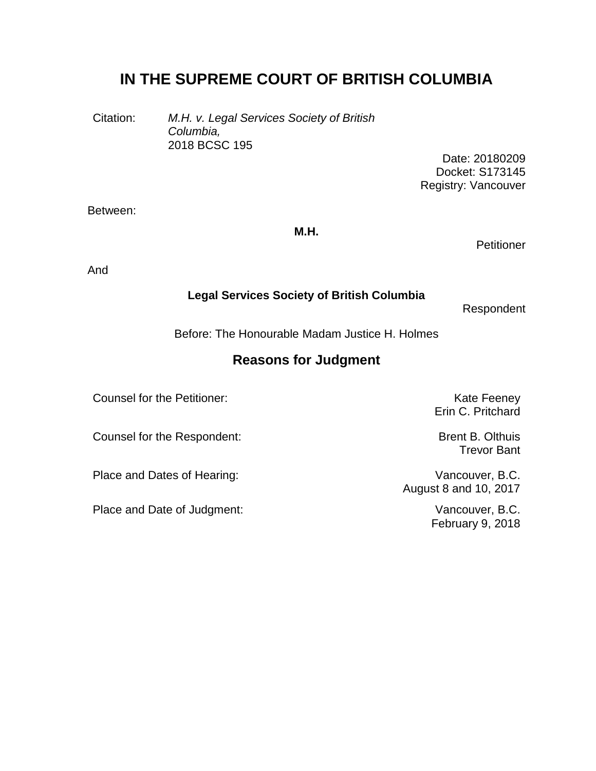# IN THE SUPREME COURT OF BRITISH COLUMBIA

Citation: *M.H. v. Legal Services Society of British Columbia,* 2018 BCSC 195

Date: 20180209
Docket: S173145
Registry: Vancouver

Between:

**M.H.**

Petitioner

And

**Legal Services Society of British Columbia**

Respondent

Before: The Honourable Madam Justice H. Holmes

## Reasons for Judgment

| | |
|---|---|
| Counsel for the Petitioner: | Kate Feeney<br>Erin C. Pritchard |
| Counsel for the Respondent: | Brent B. Olthuis<br>Trevor Bant |
| Place and Dates of Hearing: | Vancouver, B.C.<br>August 8 and 10, 2017 |
| Place and Date of Judgment: | Vancouver, B.C.<br>February 9, 2018 |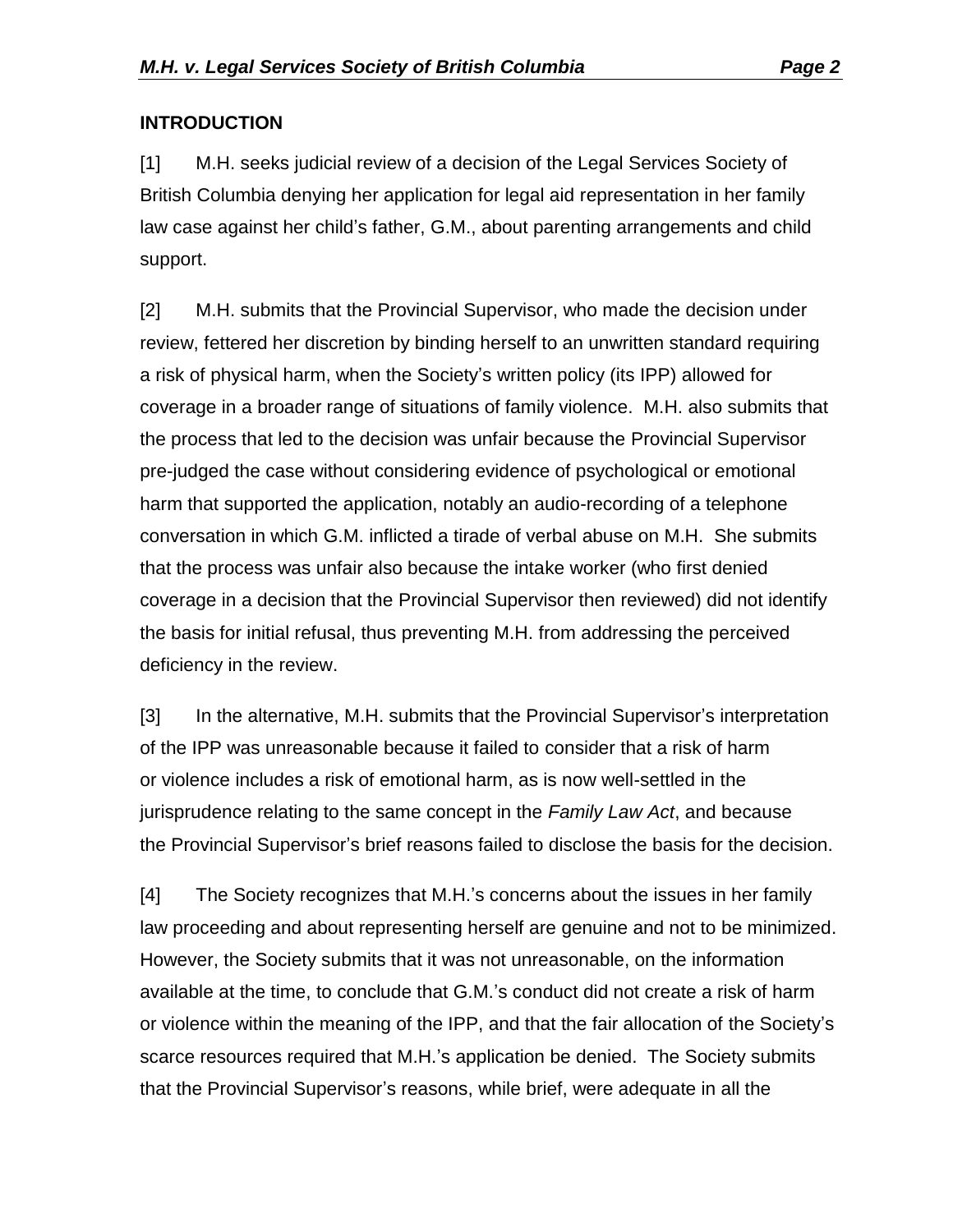## INTRODUCTION

[1] M.H. seeks judicial review of a decision of the Legal Services Society of British Columbia denying her application for legal aid representation in her family law case against her child's father, G.M., about parenting arrangements and child support.

[2] M.H. submits that the Provincial Supervisor, who made the decision under review, fettered her discretion by binding herself to an unwritten standard requiring a risk of physical harm, when the Society's written policy (its IPP) allowed for coverage in a broader range of situations of family violence. M.H. also submits that the process that led to the decision was unfair because the Provincial Supervisor pre-judged the case without considering evidence of psychological or emotional harm that supported the application, notably an audio-recording of a telephone conversation in which G.M. inflicted a tirade of verbal abuse on M.H. She submits that the process was unfair also because the intake worker (who first denied coverage in a decision that the Provincial Supervisor then reviewed) did not identify the basis for initial refusal, thus preventing M.H. from addressing the perceived deficiency in the review.

[3] In the alternative, M.H. submits that the Provincial Supervisor's interpretation of the IPP was unreasonable because it failed to consider that a risk of harm or violence includes a risk of emotional harm, as is now well-settled in the jurisprudence relating to the same concept in the *Family Law Act*, and because the Provincial Supervisor's brief reasons failed to disclose the basis for the decision.

[4] The Society recognizes that M.H.'s concerns about the issues in her family law proceeding and about representing herself are genuine and not to be minimized. However, the Society submits that it was not unreasonable, on the information available at the time, to conclude that G.M.'s conduct did not create a risk of harm or violence within the meaning of the IPP, and that the fair allocation of the Society's scarce resources required that M.H.'s application be denied. The Society submits that the Provincial Supervisor's reasons, while brief, were adequate in all the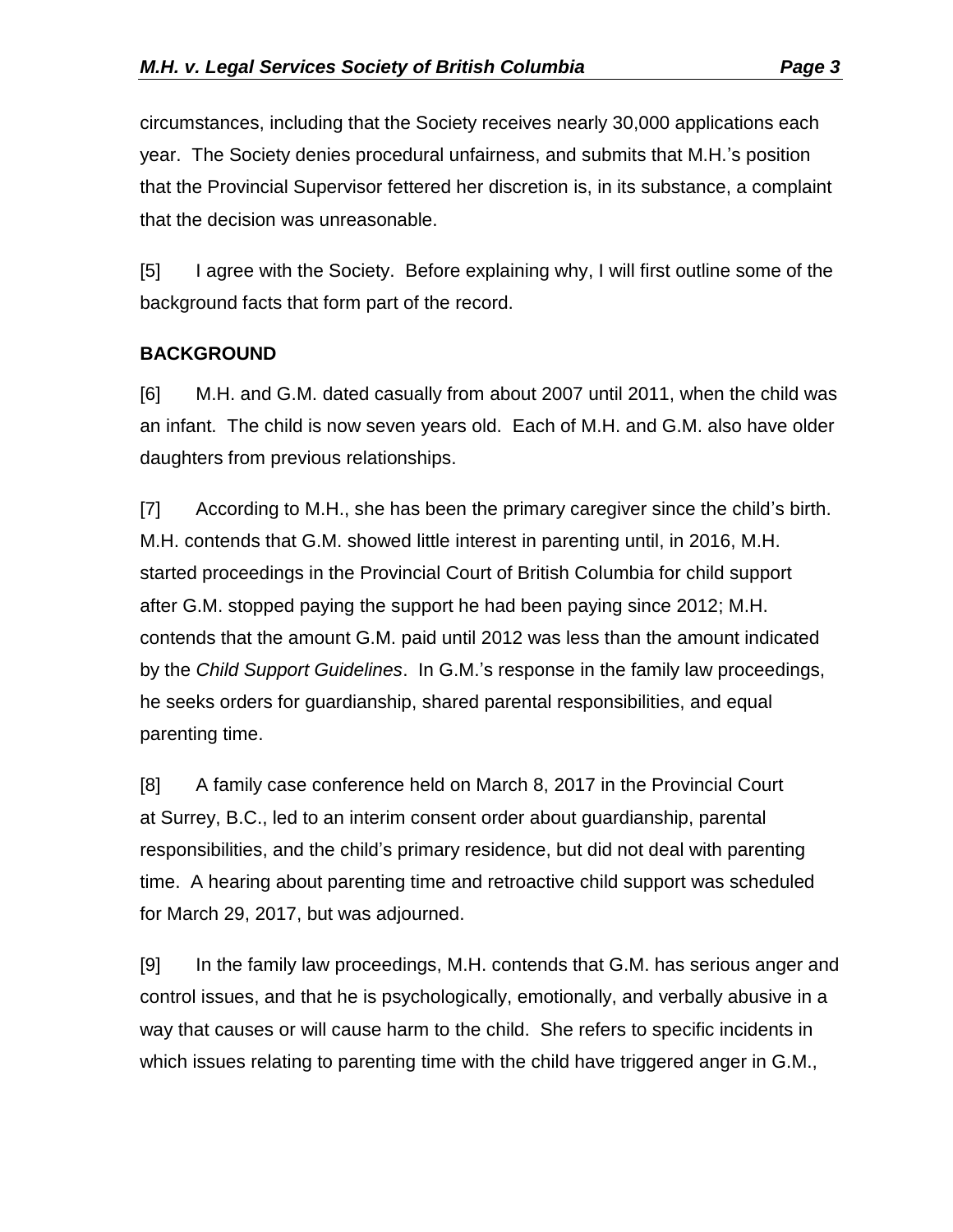circumstances, including that the Society receives nearly 30,000 applications each year. The Society denies procedural unfairness, and submits that M.H.'s position that the Provincial Supervisor fettered her discretion is, in its substance, a complaint that the decision was unreasonable.

[5] I agree with the Society. Before explaining why, I will first outline some of the background facts that form part of the record.

**BACKGROUND**

[6] M.H. and G.M. dated casually from about 2007 until 2011, when the child was an infant. The child is now seven years old. Each of M.H. and G.M. also have older daughters from previous relationships.

[7] According to M.H., she has been the primary caregiver since the child's birth. M.H. contends that G.M. showed little interest in parenting until, in 2016, M.H. started proceedings in the Provincial Court of British Columbia for child support after G.M. stopped paying the support he had been paying since 2012; M.H. contends that the amount G.M. paid until 2012 was less than the amount indicated by the *Child Support Guidelines*. In G.M.'s response in the family law proceedings, he seeks orders for guardianship, shared parental responsibilities, and equal parenting time.

[8] A family case conference held on March 8, 2017 in the Provincial Court at Surrey, B.C., led to an interim consent order about guardianship, parental responsibilities, and the child's primary residence, but did not deal with parenting time. A hearing about parenting time and retroactive child support was scheduled for March 29, 2017, but was adjourned.

[9] In the family law proceedings, M.H. contends that G.M. has serious anger and control issues, and that he is psychologically, emotionally, and verbally abusive in a way that causes or will cause harm to the child. She refers to specific incidents in which issues relating to parenting time with the child have triggered anger in G.M.,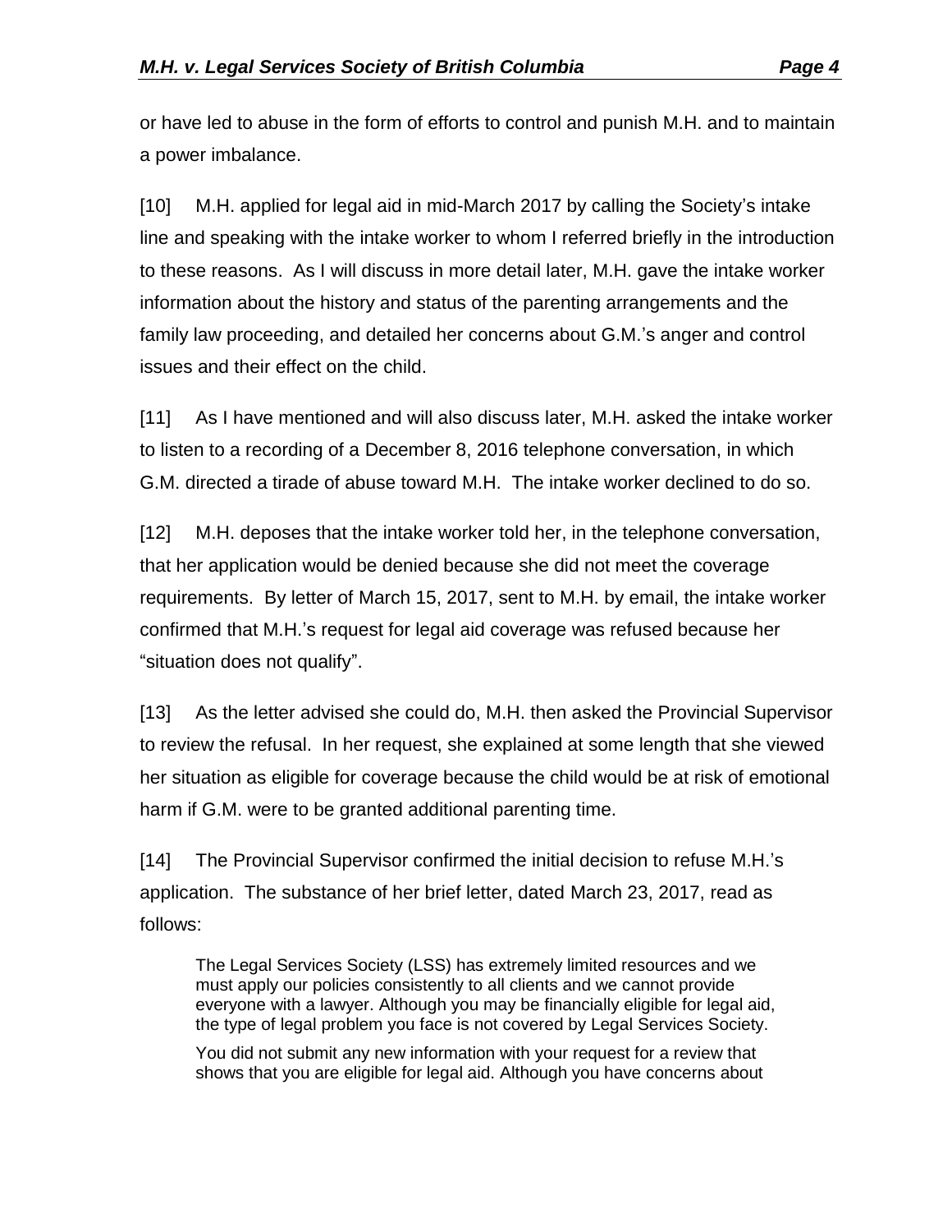or have led to abuse in the form of efforts to control and punish M.H. and to maintain a power imbalance.

[10] M.H. applied for legal aid in mid-March 2017 by calling the Society's intake line and speaking with the intake worker to whom I referred briefly in the introduction to these reasons. As I will discuss in more detail later, M.H. gave the intake worker information about the history and status of the parenting arrangements and the family law proceeding, and detailed her concerns about G.M.'s anger and control issues and their effect on the child.

[11] As I have mentioned and will also discuss later, M.H. asked the intake worker to listen to a recording of a December 8, 2016 telephone conversation, in which G.M. directed a tirade of abuse toward M.H. The intake worker declined to do so.

[12] M.H. deposes that the intake worker told her, in the telephone conversation, that her application would be denied because she did not meet the coverage requirements. By letter of March 15, 2017, sent to M.H. by email, the intake worker confirmed that M.H.'s request for legal aid coverage was refused because her "situation does not qualify".

[13] As the letter advised she could do, M.H. then asked the Provincial Supervisor to review the refusal. In her request, she explained at some length that she viewed her situation as eligible for coverage because the child would be at risk of emotional harm if G.M. were to be granted additional parenting time.

[14] The Provincial Supervisor confirmed the initial decision to refuse M.H.'s application. The substance of her brief letter, dated March 23, 2017, read as follows:

> The Legal Services Society (LSS) has extremely limited resources and we must apply our policies consistently to all clients and we cannot provide everyone with a lawyer. Although you may be financially eligible for legal aid, the type of legal problem you face is not covered by Legal Services Society.
>
> You did not submit any new information with your request for a review that shows that you are eligible for legal aid. Although you have concerns about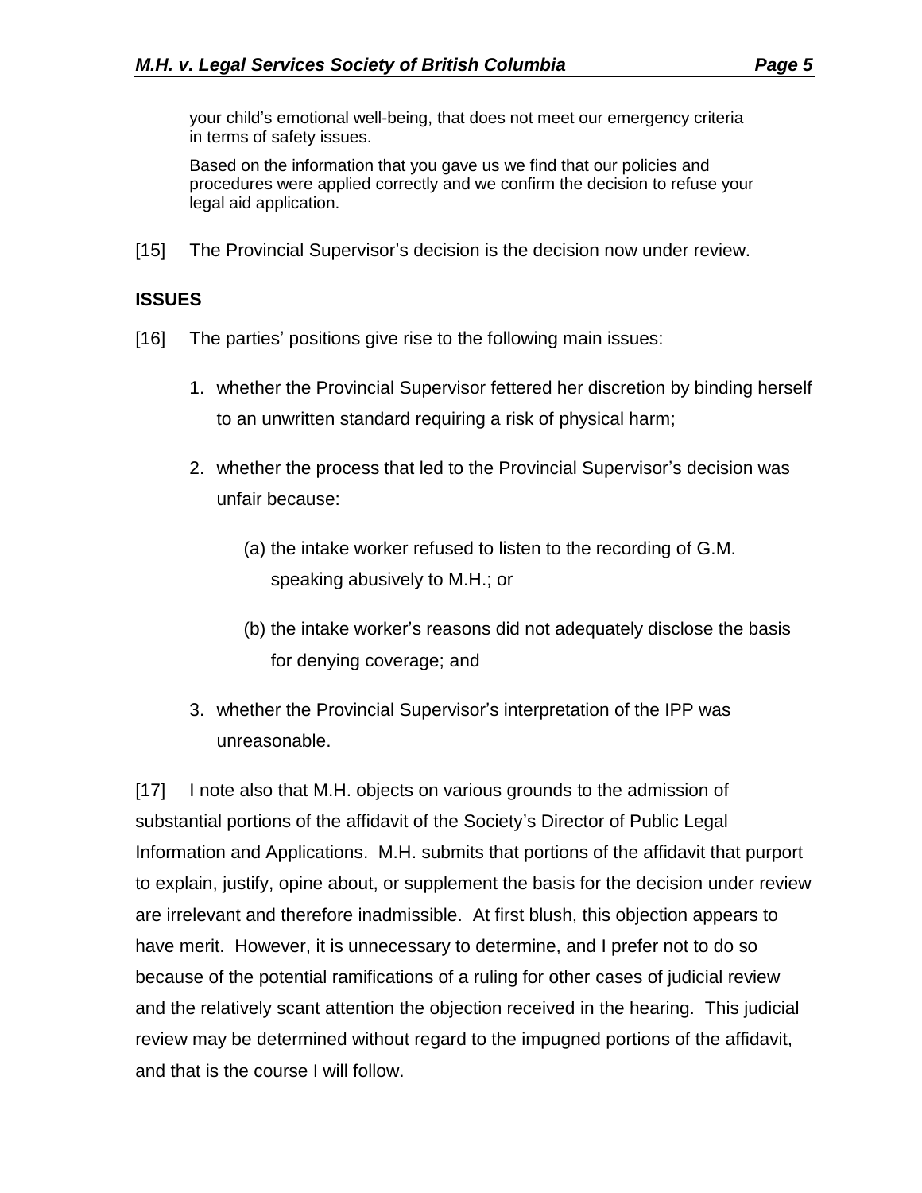> your child's emotional well-being, that does not meet our emergency criteria in terms of safety issues.
>
> Based on the information that you gave us we find that our policies and procedures were applied correctly and we confirm the decision to refuse your legal aid application.

[15] The Provincial Supervisor's decision is the decision now under review.

## ISSUES

[16] The parties' positions give rise to the following main issues:

1. whether the Provincial Supervisor fettered her discretion by binding herself to an unwritten standard requiring a risk of physical harm;
2. whether the process that led to the Provincial Supervisor's decision was unfair because:

   (a) the intake worker refused to listen to the recording of G.M. speaking abusively to M.H.; or

   (b) the intake worker's reasons did not adequately disclose the basis for denying coverage; and
3. whether the Provincial Supervisor's interpretation of the IPP was unreasonable.

[17] I note also that M.H. objects on various grounds to the admission of substantial portions of the affidavit of the Society's Director of Public Legal Information and Applications. M.H. submits that portions of the affidavit that purport to explain, justify, opine about, or supplement the basis for the decision under review are irrelevant and therefore inadmissible. At first blush, this objection appears to have merit. However, it is unnecessary to determine, and I prefer not to do so because of the potential ramifications of a ruling for other cases of judicial review and the relatively scant attention the objection received in the hearing. This judicial review may be determined without regard to the impugned portions of the affidavit, and that is the course I will follow.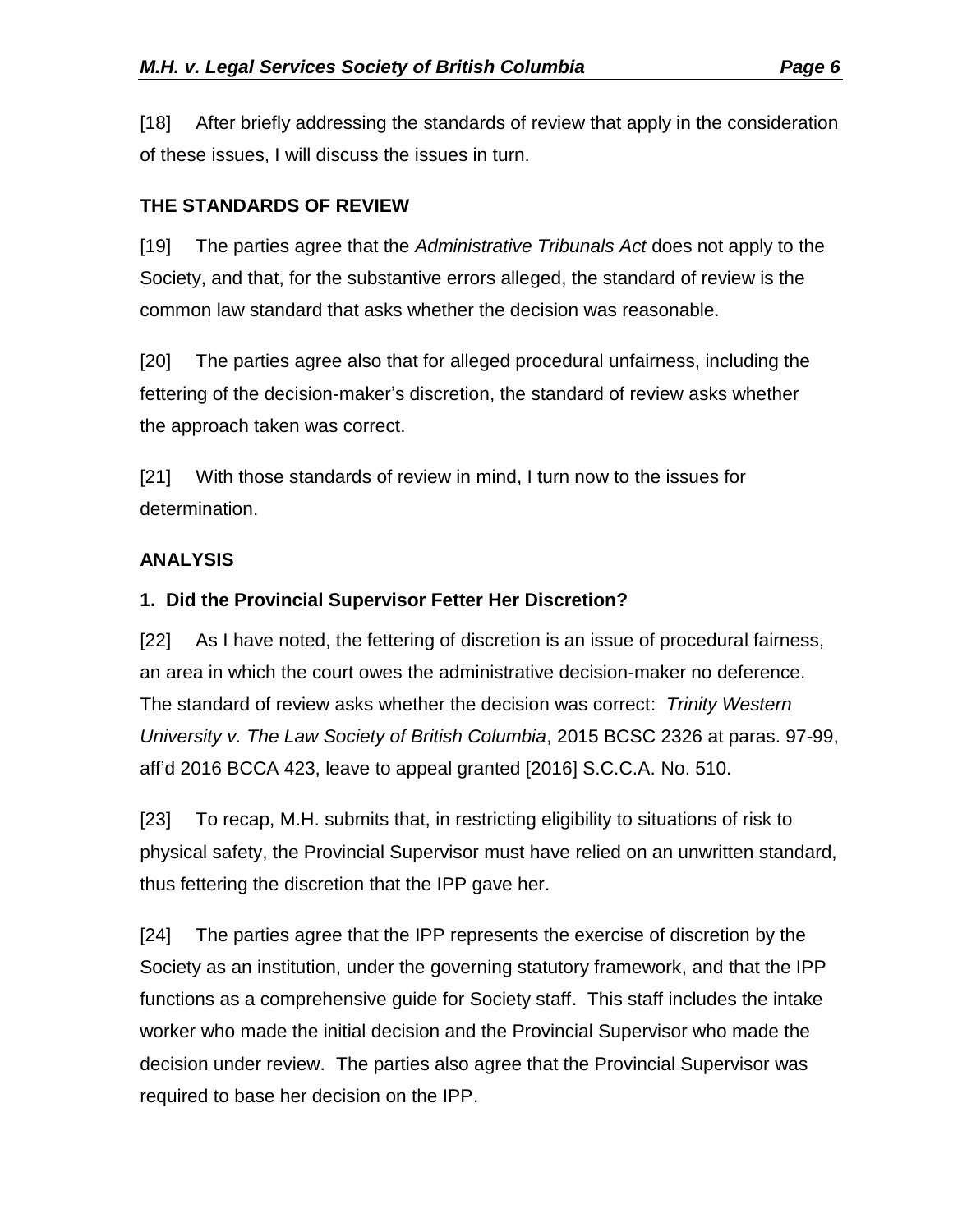[18] After briefly addressing the standards of review that apply in the consideration of these issues, I will discuss the issues in turn.

## THE STANDARDS OF REVIEW

[19] The parties agree that the *Administrative Tribunals Act* does not apply to the Society, and that, for the substantive errors alleged, the standard of review is the common law standard that asks whether the decision was reasonable.

[20] The parties agree also that for alleged procedural unfairness, including the fettering of the decision-maker's discretion, the standard of review asks whether the approach taken was correct.

[21] With those standards of review in mind, I turn now to the issues for determination.

## ANALYSIS

### 1. Did the Provincial Supervisor Fetter Her Discretion?

[22] As I have noted, the fettering of discretion is an issue of procedural fairness, an area in which the court owes the administrative decision-maker no deference. The standard of review asks whether the decision was correct: *Trinity Western University v. The Law Society of British Columbia*, 2015 BCSC 2326 at paras. 97-99, aff'd 2016 BCCA 423, leave to appeal granted [2016] S.C.C.A. No. 510.

[23] To recap, M.H. submits that, in restricting eligibility to situations of risk to physical safety, the Provincial Supervisor must have relied on an unwritten standard, thus fettering the discretion that the IPP gave her.

[24] The parties agree that the IPP represents the exercise of discretion by the Society as an institution, under the governing statutory framework, and that the IPP functions as a comprehensive guide for Society staff. This staff includes the intake worker who made the initial decision and the Provincial Supervisor who made the decision under review. The parties also agree that the Provincial Supervisor was required to base her decision on the IPP.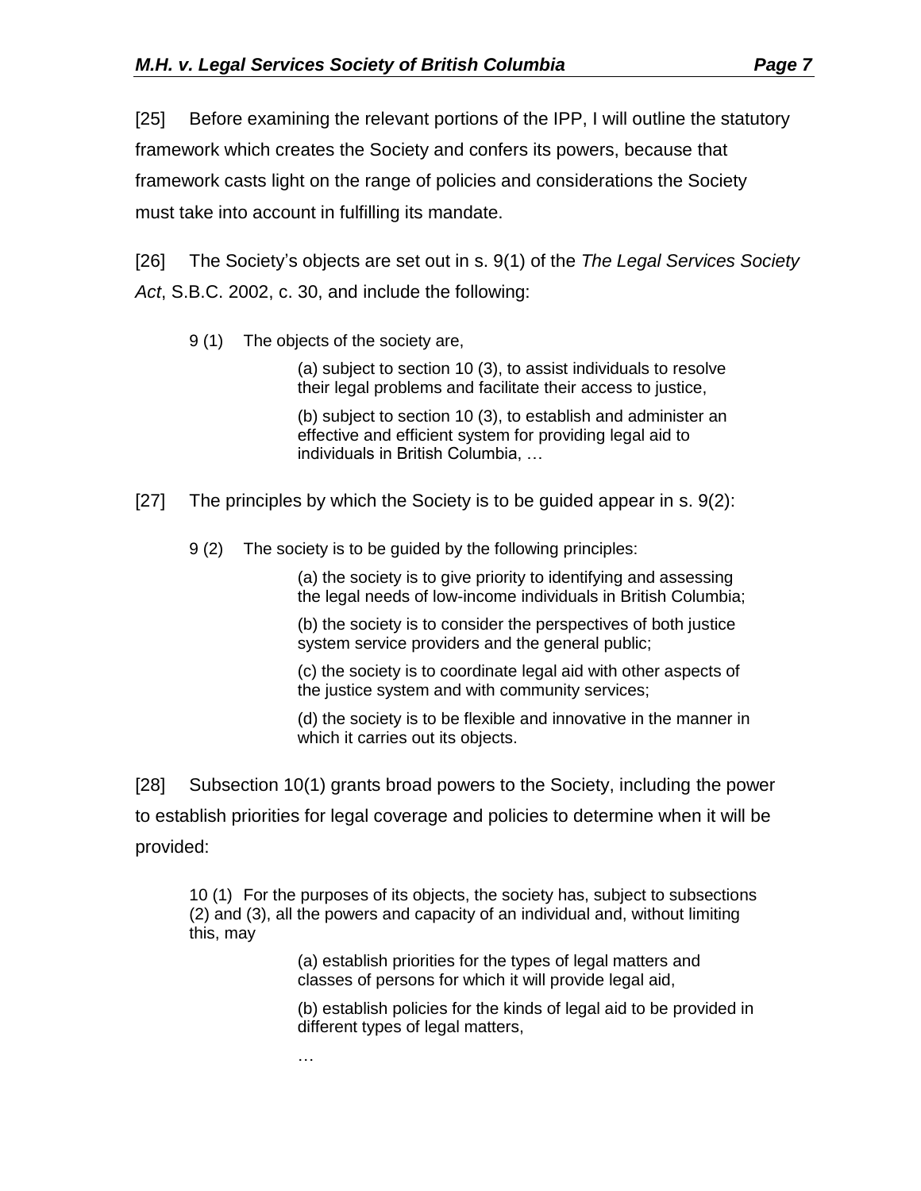[25] Before examining the relevant portions of the IPP, I will outline the statutory framework which creates the Society and confers its powers, because that framework casts light on the range of policies and considerations the Society must take into account in fulfilling its mandate.

[26] The Society's objects are set out in s. 9(1) of the *The Legal Services Society Act*, S.B.C. 2002, c. 30, and include the following:

> 9 (1) The objects of the society are,
>
> > (a) subject to section 10 (3), to assist individuals to resolve their legal problems and facilitate their access to justice,
> >
> > (b) subject to section 10 (3), to establish and administer an effective and efficient system for providing legal aid to individuals in British Columbia, …

[27] The principles by which the Society is to be guided appear in s. 9(2):

> 9 (2) The society is to be guided by the following principles:
>
> > (a) the society is to give priority to identifying and assessing the legal needs of low-income individuals in British Columbia;
> >
> > (b) the society is to consider the perspectives of both justice system service providers and the general public;
> >
> > (c) the society is to coordinate legal aid with other aspects of the justice system and with community services;
> >
> > (d) the society is to be flexible and innovative in the manner in which it carries out its objects.

[28] Subsection 10(1) grants broad powers to the Society, including the power to establish priorities for legal coverage and policies to determine when it will be provided:

> 10 (1) For the purposes of its objects, the society has, subject to subsections (2) and (3), all the powers and capacity of an individual and, without limiting this, may
>
> > (a) establish priorities for the types of legal matters and classes of persons for which it will provide legal aid,
> >
> > (b) establish policies for the kinds of legal aid to be provided in different types of legal matters,
> >
> > …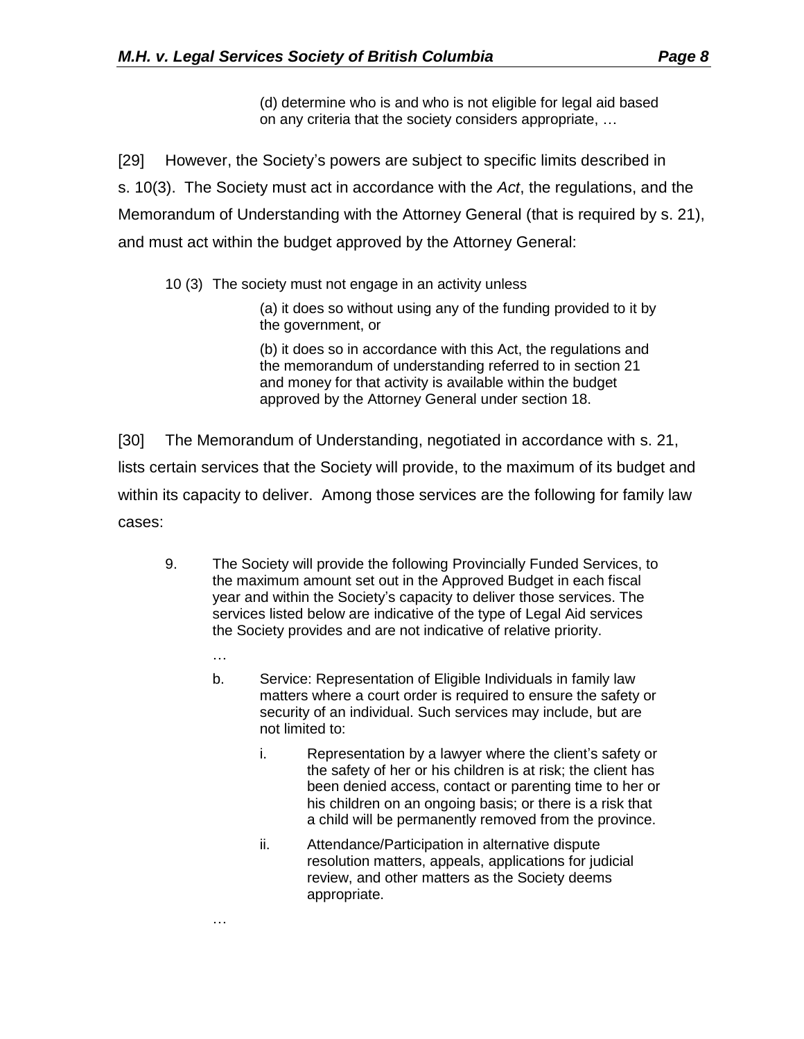> (d) determine who is and who is not eligible for legal aid based on any criteria that the society considers appropriate, …

[29] However, the Society's powers are subject to specific limits described in s. 10(3). The Society must act in accordance with the *Act*, the regulations, and the Memorandum of Understanding with the Attorney General (that is required by s. 21), and must act within the budget approved by the Attorney General:

> 10 (3) The society must not engage in an activity unless
>
> (a) it does so without using any of the funding provided to it by the government, or
>
> (b) it does so in accordance with this Act, the regulations and the memorandum of understanding referred to in section 21 and money for that activity is available within the budget approved by the Attorney General under section 18.

[30] The Memorandum of Understanding, negotiated in accordance with s. 21, lists certain services that the Society will provide, to the maximum of its budget and within its capacity to deliver. Among those services are the following for family law cases:

> 9. The Society will provide the following Provincially Funded Services, to the maximum amount set out in the Approved Budget in each fiscal year and within the Society's capacity to deliver those services. The services listed below are indicative of the type of Legal Aid services the Society provides and are not indicative of relative priority.
>
> …
>
> b. Service: Representation of Eligible Individuals in family law matters where a court order is required to ensure the safety or security of an individual. Such services may include, but are not limited to:
>
> i. Representation by a lawyer where the client's safety or the safety of her or his children is at risk; the client has been denied access, contact or parenting time to her or his children on an ongoing basis; or there is a risk that a child will be permanently removed from the province.
>
> ii. Attendance/Participation in alternative dispute resolution matters, appeals, applications for judicial review, and other matters as the Society deems appropriate.
>
> …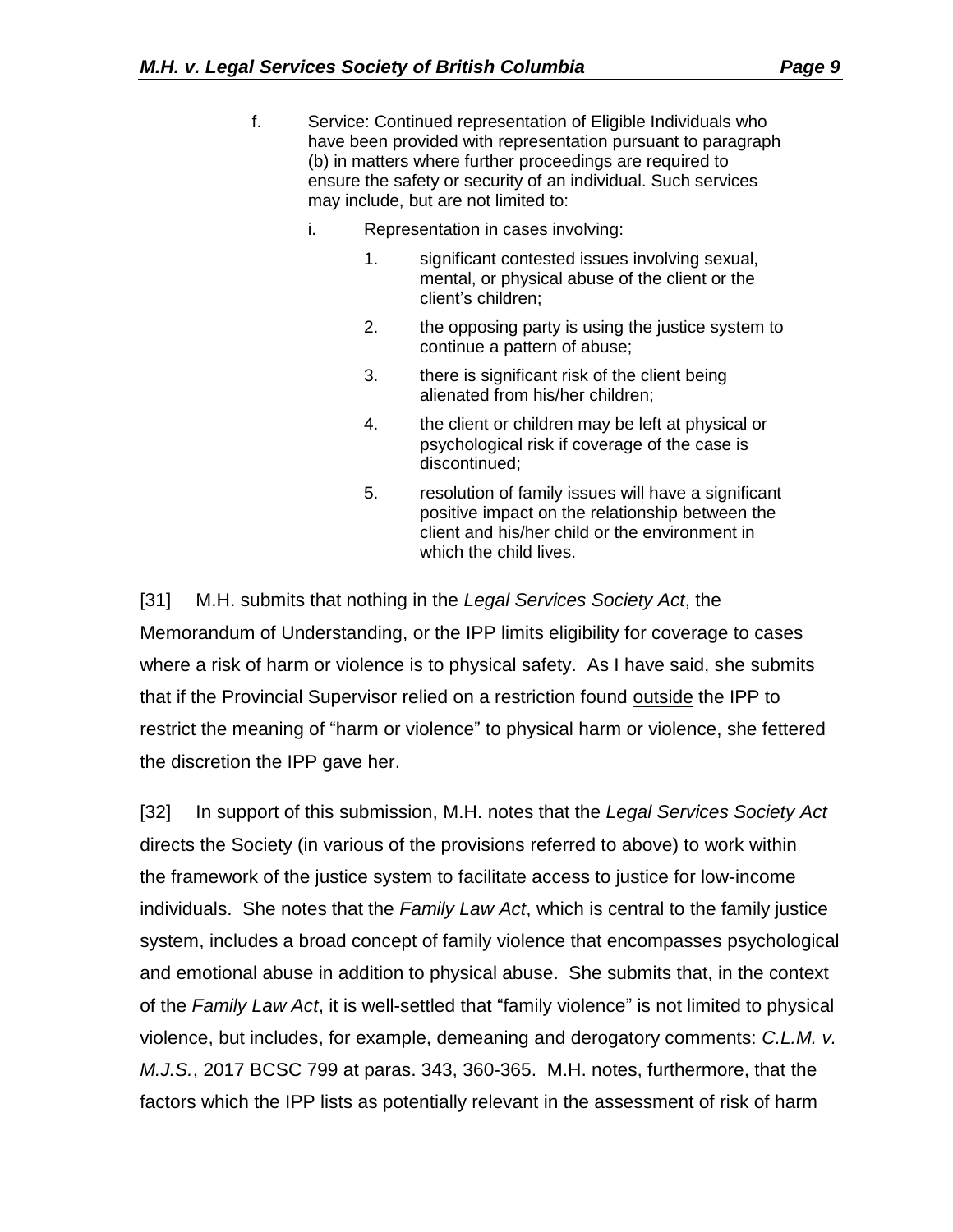f. Service: Continued representation of Eligible Individuals who have been provided with representation pursuant to paragraph (b) in matters where further proceedings are required to ensure the safety or security of an individual. Such services may include, but are not limited to:

   i. Representation in cases involving:

      1. significant contested issues involving sexual, mental, or physical abuse of the client or the client's children;

      2. the opposing party is using the justice system to continue a pattern of abuse;

      3. there is significant risk of the client being alienated from his/her children;

      4. the client or children may be left at physical or psychological risk if coverage of the case is discontinued;

      5. resolution of family issues will have a significant positive impact on the relationship between the client and his/her child or the environment in which the child lives.

[31] M.H. submits that nothing in the *Legal Services Society Act*, the Memorandum of Understanding, or the IPP limits eligibility for coverage to cases where a risk of harm or violence is to physical safety. As I have said, she submits that if the Provincial Supervisor relied on a restriction found <u>outside</u> the IPP to restrict the meaning of "harm or violence" to physical harm or violence, she fettered the discretion the IPP gave her.

[32] In support of this submission, M.H. notes that the *Legal Services Society Act* directs the Society (in various of the provisions referred to above) to work within the framework of the justice system to facilitate access to justice for low-income individuals. She notes that the *Family Law Act*, which is central to the family justice system, includes a broad concept of family violence that encompasses psychological and emotional abuse in addition to physical abuse. She submits that, in the context of the *Family Law Act*, it is well-settled that "family violence" is not limited to physical violence, but includes, for example, demeaning and derogatory comments: *C.L.M. v. M.J.S.*, 2017 BCSC 799 at paras. 343, 360-365. M.H. notes, furthermore, that the factors which the IPP lists as potentially relevant in the assessment of risk of harm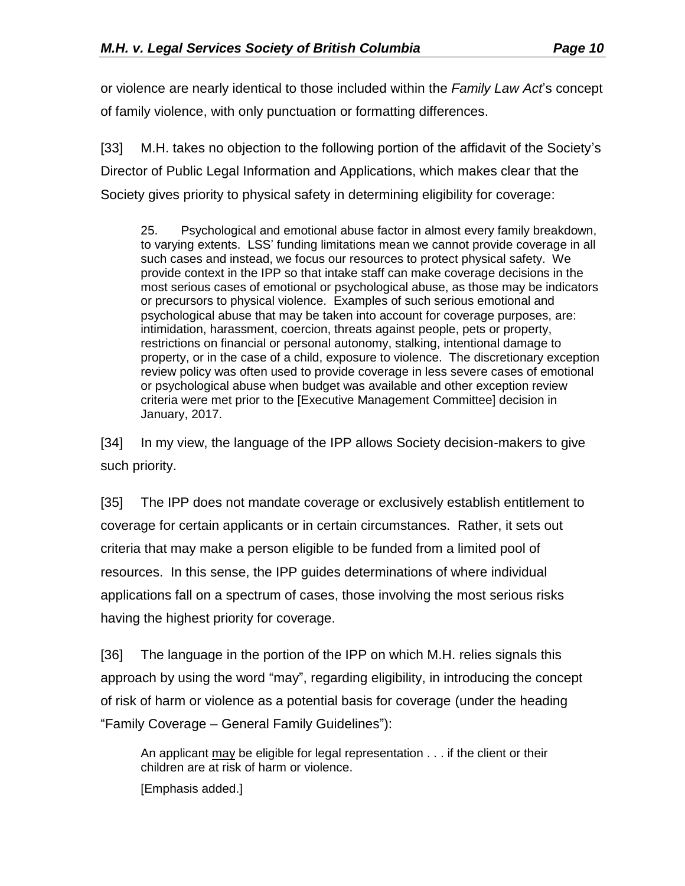or violence are nearly identical to those included within the *Family Law Act*'s concept of family violence, with only punctuation or formatting differences.

[33] M.H. takes no objection to the following portion of the affidavit of the Society's Director of Public Legal Information and Applications, which makes clear that the Society gives priority to physical safety in determining eligibility for coverage:

> 25. Psychological and emotional abuse factor in almost every family breakdown, to varying extents. LSS' funding limitations mean we cannot provide coverage in all such cases and instead, we focus our resources to protect physical safety. We provide context in the IPP so that intake staff can make coverage decisions in the most serious cases of emotional or psychological abuse, as those may be indicators or precursors to physical violence. Examples of such serious emotional and psychological abuse that may be taken into account for coverage purposes, are: intimidation, harassment, coercion, threats against people, pets or property, restrictions on financial or personal autonomy, stalking, intentional damage to property, or in the case of a child, exposure to violence. The discretionary exception review policy was often used to provide coverage in less severe cases of emotional or psychological abuse when budget was available and other exception review criteria were met prior to the [Executive Management Committee] decision in January, 2017.

[34] In my view, the language of the IPP allows Society decision-makers to give such priority.

[35] The IPP does not mandate coverage or exclusively establish entitlement to coverage for certain applicants or in certain circumstances. Rather, it sets out criteria that may make a person eligible to be funded from a limited pool of resources. In this sense, the IPP guides determinations of where individual applications fall on a spectrum of cases, those involving the most serious risks having the highest priority for coverage.

[36] The language in the portion of the IPP on which M.H. relies signals this approach by using the word "may", regarding eligibility, in introducing the concept of risk of harm or violence as a potential basis for coverage (under the heading "Family Coverage – General Family Guidelines"):

> An applicant <u>may</u> be eligible for legal representation . . . if the client or their children are at risk of harm or violence.
>
> [Emphasis added.]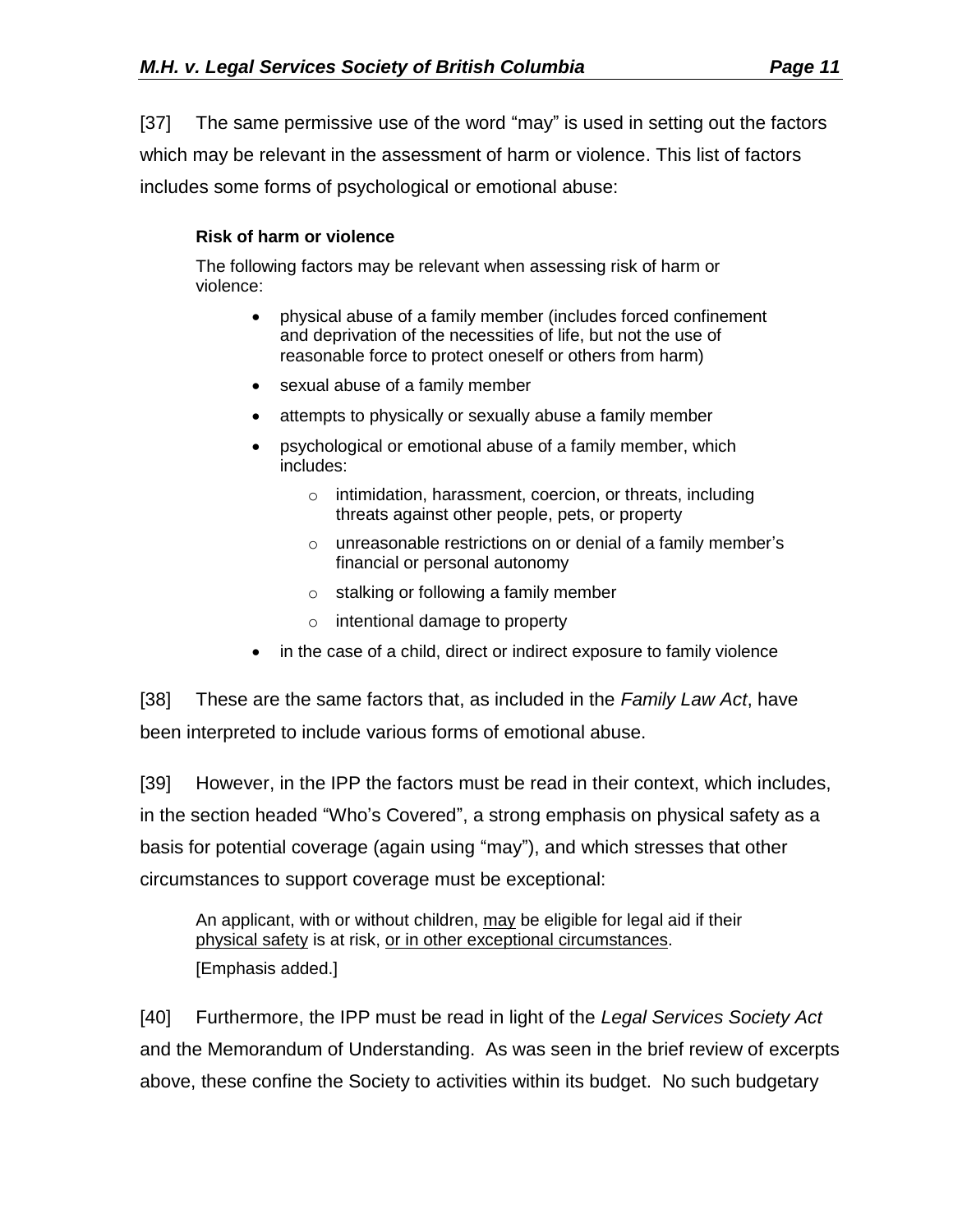[37] The same permissive use of the word "may" is used in setting out the factors which may be relevant in the assessment of harm or violence. This list of factors includes some forms of psychological or emotional abuse:

> **Risk of harm or violence**
>
> The following factors may be relevant when assessing risk of harm or violence:
>
> - physical abuse of a family member (includes forced confinement and deprivation of the necessities of life, but not the use of reasonable force to protect oneself or others from harm)
> - sexual abuse of a family member
> - attempts to physically or sexually abuse a family member
> - psychological or emotional abuse of a family member, which includes:
>   - intimidation, harassment, coercion, or threats, including threats against other people, pets, or property
>   - unreasonable restrictions on or denial of a family member's financial or personal autonomy
>   - stalking or following a family member
>   - intentional damage to property
> - in the case of a child, direct or indirect exposure to family violence

[38] These are the same factors that, as included in the *Family Law Act*, have been interpreted to include various forms of emotional abuse.

[39] However, in the IPP the factors must be read in their context, which includes, in the section headed "Who's Covered", a strong emphasis on physical safety as a basis for potential coverage (again using "may"), and which stresses that other circumstances to support coverage must be exceptional:

> An applicant, with or without children, <u>may</u> be eligible for legal aid if their <u>physical safety</u> is at risk, <u>or in other exceptional circumstances</u>.
>
> [Emphasis added.]

[40] Furthermore, the IPP must be read in light of the *Legal Services Society Act* and the Memorandum of Understanding. As was seen in the brief review of excerpts above, these confine the Society to activities within its budget. No such budgetary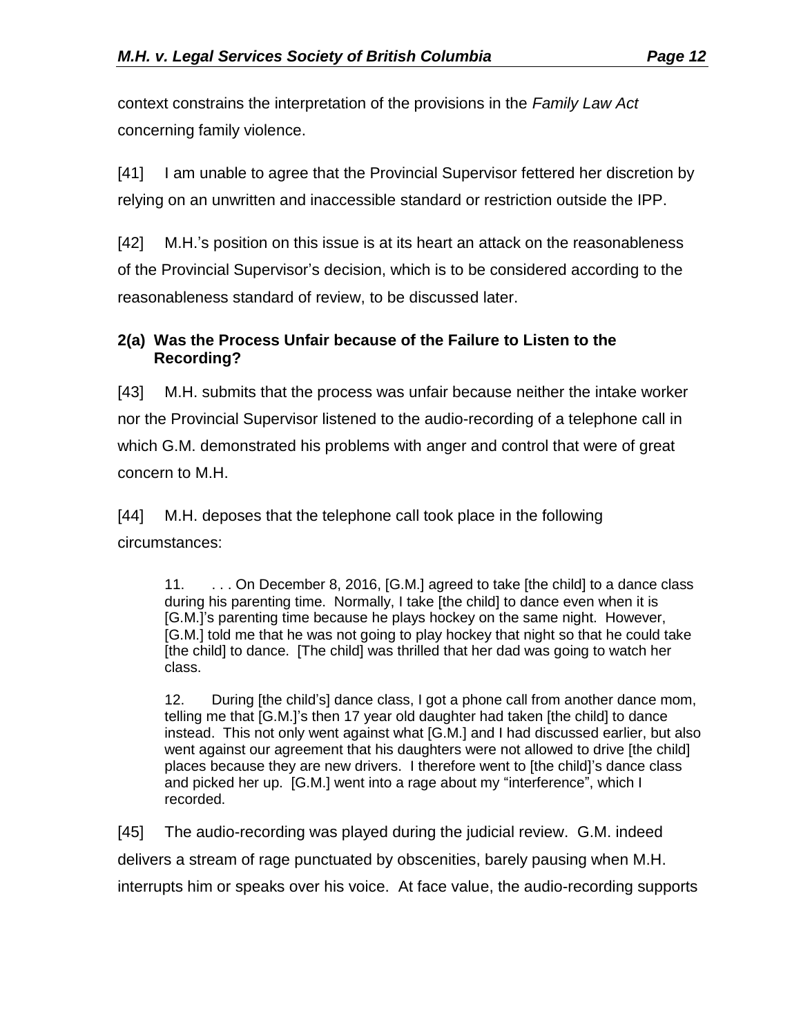context constrains the interpretation of the provisions in the *Family Law Act* concerning family violence.

[41] I am unable to agree that the Provincial Supervisor fettered her discretion by relying on an unwritten and inaccessible standard or restriction outside the IPP.

[42] M.H.'s position on this issue is at its heart an attack on the reasonableness of the Provincial Supervisor's decision, which is to be considered according to the reasonableness standard of review, to be discussed later.

### 2(a) Was the Process Unfair because of the Failure to Listen to the Recording?

[43] M.H. submits that the process was unfair because neither the intake worker nor the Provincial Supervisor listened to the audio-recording of a telephone call in which G.M. demonstrated his problems with anger and control that were of great concern to M.H.

[44] M.H. deposes that the telephone call took place in the following circumstances:

> 11. . . . On December 8, 2016, [G.M.] agreed to take [the child] to a dance class during his parenting time. Normally, I take [the child] to dance even when it is [G.M.]'s parenting time because he plays hockey on the same night. However, [G.M.] told me that he was not going to play hockey that night so that he could take [the child] to dance. [The child] was thrilled that her dad was going to watch her class.
>
> 12. During [the child's] dance class, I got a phone call from another dance mom, telling me that [G.M.]'s then 17 year old daughter had taken [the child] to dance instead. This not only went against what [G.M.] and I had discussed earlier, but also went against our agreement that his daughters were not allowed to drive [the child] places because they are new drivers. I therefore went to [the child]'s dance class and picked her up. [G.M.] went into a rage about my "interference", which I recorded.

[45] The audio-recording was played during the judicial review. G.M. indeed delivers a stream of rage punctuated by obscenities, barely pausing when M.H. interrupts him or speaks over his voice. At face value, the audio-recording supports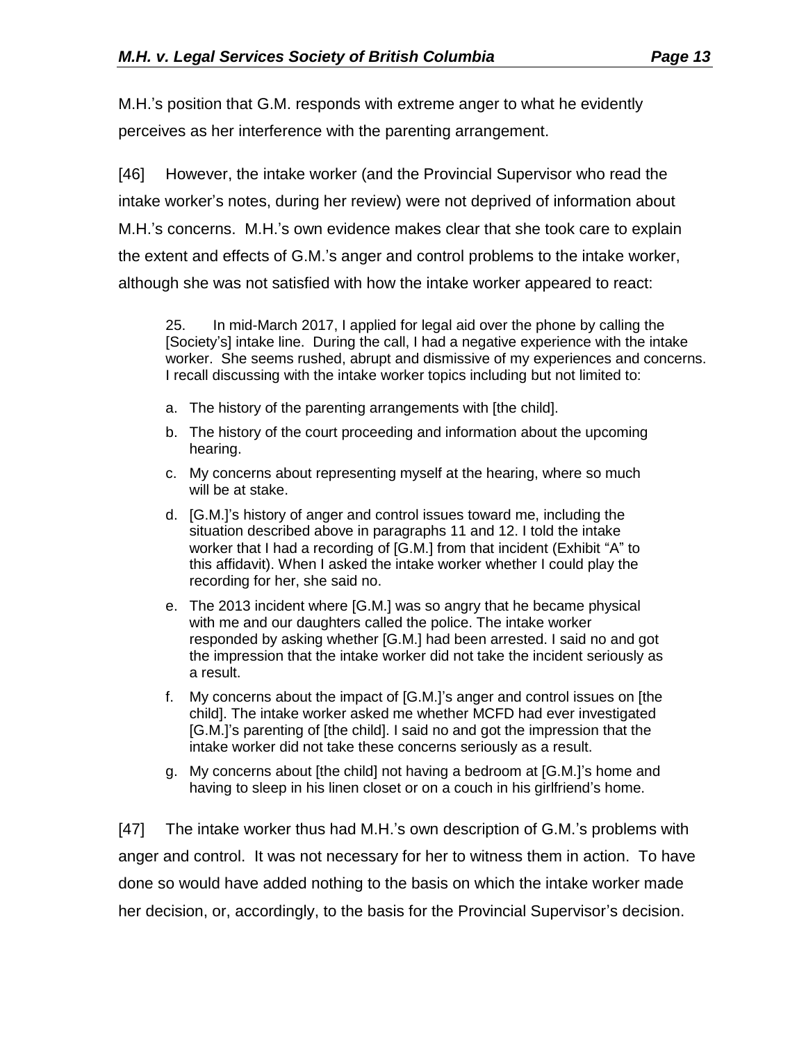M.H.'s position that G.M. responds with extreme anger to what he evidently perceives as her interference with the parenting arrangement.

[46] However, the intake worker (and the Provincial Supervisor who read the intake worker's notes, during her review) were not deprived of information about M.H.'s concerns. M.H.'s own evidence makes clear that she took care to explain the extent and effects of G.M.'s anger and control problems to the intake worker, although she was not satisfied with how the intake worker appeared to react:

> 25. In mid-March 2017, I applied for legal aid over the phone by calling the [Society's] intake line. During the call, I had a negative experience with the intake worker. She seems rushed, abrupt and dismissive of my experiences and concerns. I recall discussing with the intake worker topics including but not limited to:
>
> a. The history of the parenting arrangements with [the child].
>
> b. The history of the court proceeding and information about the upcoming hearing.
>
> c. My concerns about representing myself at the hearing, where so much will be at stake.
>
> d. [G.M.]'s history of anger and control issues toward me, including the situation described above in paragraphs 11 and 12. I told the intake worker that I had a recording of [G.M.] from that incident (Exhibit "A" to this affidavit). When I asked the intake worker whether I could play the recording for her, she said no.
>
> e. The 2013 incident where [G.M.] was so angry that he became physical with me and our daughters called the police. The intake worker responded by asking whether [G.M.] had been arrested. I said no and got the impression that the intake worker did not take the incident seriously as a result.
>
> f. My concerns about the impact of [G.M.]'s anger and control issues on [the child]. The intake worker asked me whether MCFD had ever investigated [G.M.]'s parenting of [the child]. I said no and got the impression that the intake worker did not take these concerns seriously as a result.
>
> g. My concerns about [the child] not having a bedroom at [G.M.]'s home and having to sleep in his linen closet or on a couch in his girlfriend's home.

[47] The intake worker thus had M.H.'s own description of G.M.'s problems with anger and control. It was not necessary for her to witness them in action. To have done so would have added nothing to the basis on which the intake worker made her decision, or, accordingly, to the basis for the Provincial Supervisor's decision.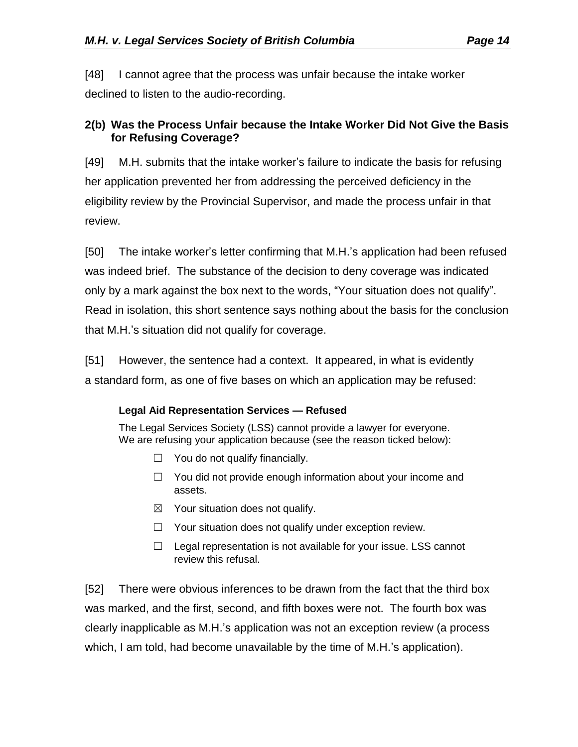[48] I cannot agree that the process was unfair because the intake worker declined to listen to the audio-recording.

### 2(b) Was the Process Unfair because the Intake Worker Did Not Give the Basis for Refusing Coverage?

[49] M.H. submits that the intake worker's failure to indicate the basis for refusing her application prevented her from addressing the perceived deficiency in the eligibility review by the Provincial Supervisor, and made the process unfair in that review.

[50] The intake worker's letter confirming that M.H.'s application had been refused was indeed brief. The substance of the decision to deny coverage was indicated only by a mark against the box next to the words, "Your situation does not qualify". Read in isolation, this short sentence says nothing about the basis for the conclusion that M.H.'s situation did not qualify for coverage.

[51] However, the sentence had a context. It appeared, in what is evidently a standard form, as one of five bases on which an application may be refused:

> **Legal Aid Representation Services — Refused**
>
> The Legal Services Society (LSS) cannot provide a lawyer for everyone. We are refusing your application because (see the reason ticked below):
>
> ☐ You do not qualify financially.
>
> ☐ You did not provide enough information about your income and assets.
>
> ☒ Your situation does not qualify.
>
> ☐ Your situation does not qualify under exception review.
>
> ☐ Legal representation is not available for your issue. LSS cannot review this refusal.

[52] There were obvious inferences to be drawn from the fact that the third box was marked, and the first, second, and fifth boxes were not. The fourth box was clearly inapplicable as M.H.'s application was not an exception review (a process which, I am told, had become unavailable by the time of M.H.'s application).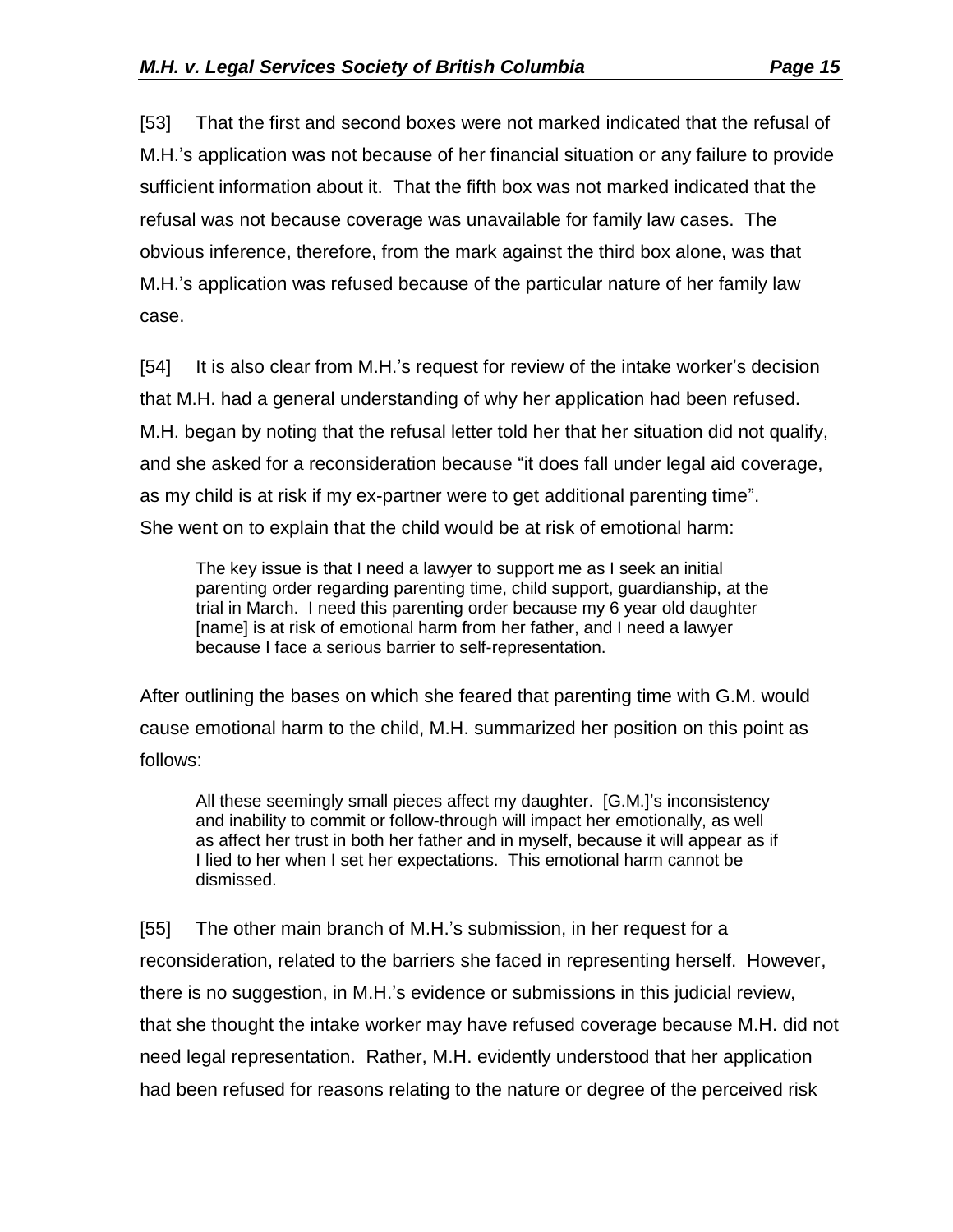[53] That the first and second boxes were not marked indicated that the refusal of M.H.'s application was not because of her financial situation or any failure to provide sufficient information about it. That the fifth box was not marked indicated that the refusal was not because coverage was unavailable for family law cases. The obvious inference, therefore, from the mark against the third box alone, was that M.H.'s application was refused because of the particular nature of her family law case.

[54] It is also clear from M.H.'s request for review of the intake worker's decision that M.H. had a general understanding of why her application had been refused. M.H. began by noting that the refusal letter told her that her situation did not qualify, and she asked for a reconsideration because "it does fall under legal aid coverage, as my child is at risk if my ex-partner were to get additional parenting time". She went on to explain that the child would be at risk of emotional harm:

> The key issue is that I need a lawyer to support me as I seek an initial parenting order regarding parenting time, child support, guardianship, at the trial in March. I need this parenting order because my 6 year old daughter [name] is at risk of emotional harm from her father, and I need a lawyer because I face a serious barrier to self-representation.

After outlining the bases on which she feared that parenting time with G.M. would cause emotional harm to the child, M.H. summarized her position on this point as follows:

> All these seemingly small pieces affect my daughter. [G.M.]'s inconsistency and inability to commit or follow-through will impact her emotionally, as well as affect her trust in both her father and in myself, because it will appear as if I lied to her when I set her expectations. This emotional harm cannot be dismissed.

[55] The other main branch of M.H.'s submission, in her request for a reconsideration, related to the barriers she faced in representing herself. However, there is no suggestion, in M.H.'s evidence or submissions in this judicial review, that she thought the intake worker may have refused coverage because M.H. did not need legal representation. Rather, M.H. evidently understood that her application had been refused for reasons relating to the nature or degree of the perceived risk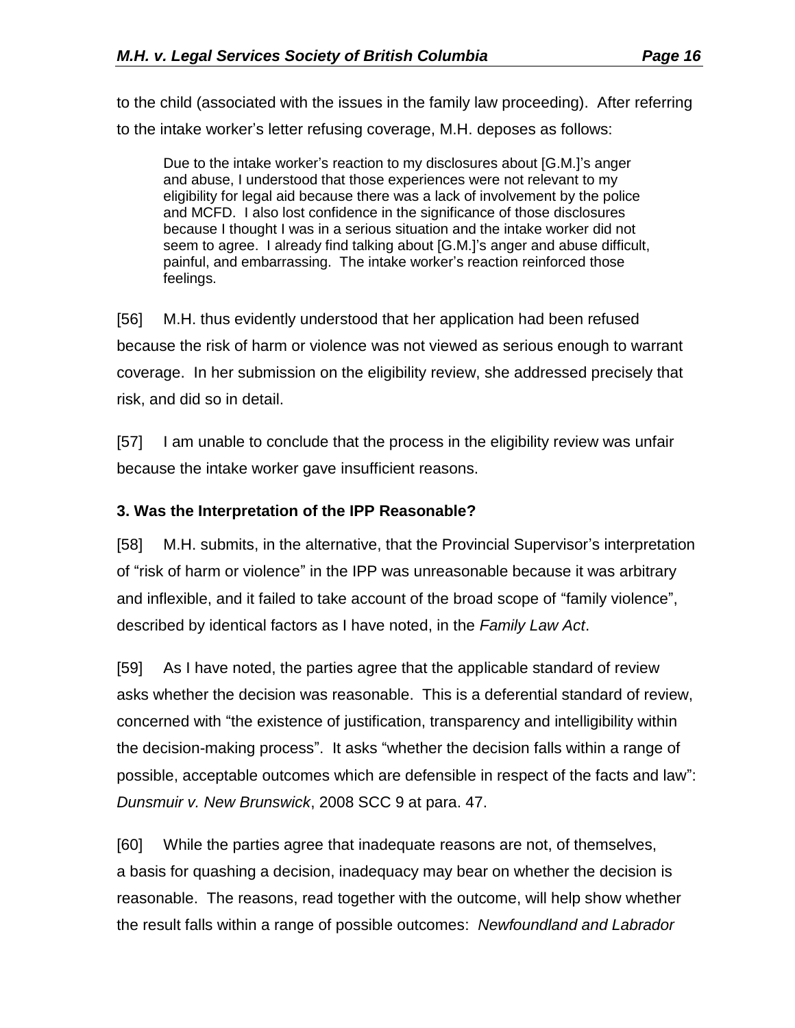to the child (associated with the issues in the family law proceeding). After referring to the intake worker's letter refusing coverage, M.H. deposes as follows:

> Due to the intake worker's reaction to my disclosures about [G.M.]'s anger and abuse, I understood that those experiences were not relevant to my eligibility for legal aid because there was a lack of involvement by the police and MCFD. I also lost confidence in the significance of those disclosures because I thought I was in a serious situation and the intake worker did not seem to agree. I already find talking about [G.M.]'s anger and abuse difficult, painful, and embarrassing. The intake worker's reaction reinforced those feelings.

[56] M.H. thus evidently understood that her application had been refused because the risk of harm or violence was not viewed as serious enough to warrant coverage. In her submission on the eligibility review, she addressed precisely that risk, and did so in detail.

[57] I am unable to conclude that the process in the eligibility review was unfair because the intake worker gave insufficient reasons.

**3. Was the Interpretation of the IPP Reasonable?**

[58] M.H. submits, in the alternative, that the Provincial Supervisor's interpretation of "risk of harm or violence" in the IPP was unreasonable because it was arbitrary and inflexible, and it failed to take account of the broad scope of "family violence", described by identical factors as I have noted, in the *Family Law Act*.

[59] As I have noted, the parties agree that the applicable standard of review asks whether the decision was reasonable. This is a deferential standard of review, concerned with "the existence of justification, transparency and intelligibility within the decision-making process". It asks "whether the decision falls within a range of possible, acceptable outcomes which are defensible in respect of the facts and law": *Dunsmuir v. New Brunswick*, 2008 SCC 9 at para. 47.

[60] While the parties agree that inadequate reasons are not, of themselves, a basis for quashing a decision, inadequacy may bear on whether the decision is reasonable. The reasons, read together with the outcome, will help show whether the result falls within a range of possible outcomes: *Newfoundland and Labrador*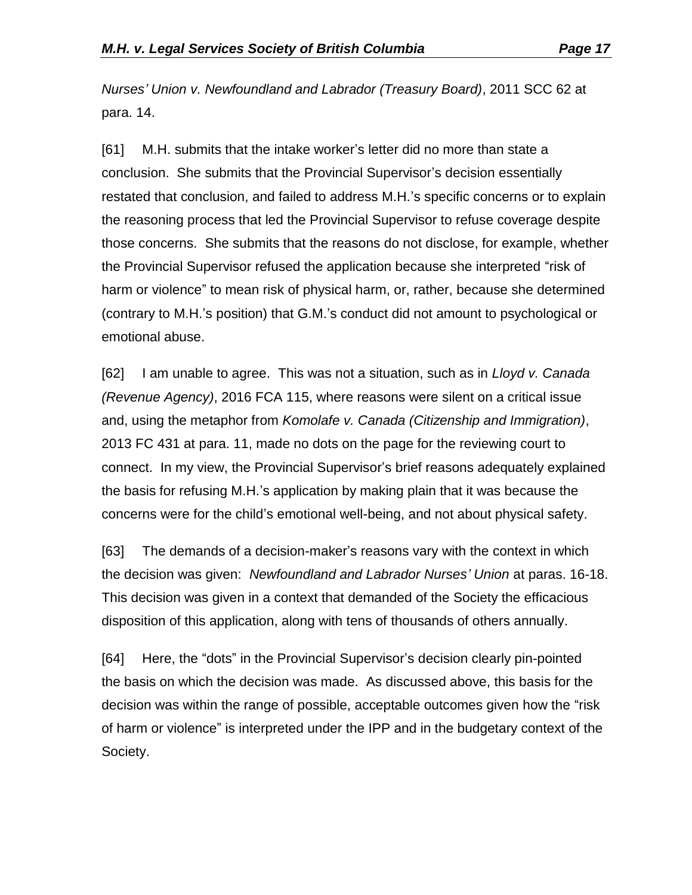*Nurses' Union v. Newfoundland and Labrador (Treasury Board)*, 2011 SCC 62 at para. 14.

[61] M.H. submits that the intake worker's letter did no more than state a conclusion. She submits that the Provincial Supervisor's decision essentially restated that conclusion, and failed to address M.H.'s specific concerns or to explain the reasoning process that led the Provincial Supervisor to refuse coverage despite those concerns. She submits that the reasons do not disclose, for example, whether the Provincial Supervisor refused the application because she interpreted "risk of harm or violence" to mean risk of physical harm, or, rather, because she determined (contrary to M.H.'s position) that G.M.'s conduct did not amount to psychological or emotional abuse.

[62] I am unable to agree. This was not a situation, such as in *Lloyd v. Canada (Revenue Agency)*, 2016 FCA 115, where reasons were silent on a critical issue and, using the metaphor from *Komolafe v. Canada (Citizenship and Immigration)*, 2013 FC 431 at para. 11, made no dots on the page for the reviewing court to connect. In my view, the Provincial Supervisor's brief reasons adequately explained the basis for refusing M.H.'s application by making plain that it was because the concerns were for the child's emotional well-being, and not about physical safety.

[63] The demands of a decision-maker's reasons vary with the context in which the decision was given: *Newfoundland and Labrador Nurses' Union* at paras. 16-18. This decision was given in a context that demanded of the Society the efficacious disposition of this application, along with tens of thousands of others annually.

[64] Here, the "dots" in the Provincial Supervisor's decision clearly pin-pointed the basis on which the decision was made. As discussed above, this basis for the decision was within the range of possible, acceptable outcomes given how the "risk of harm or violence" is interpreted under the IPP and in the budgetary context of the Society.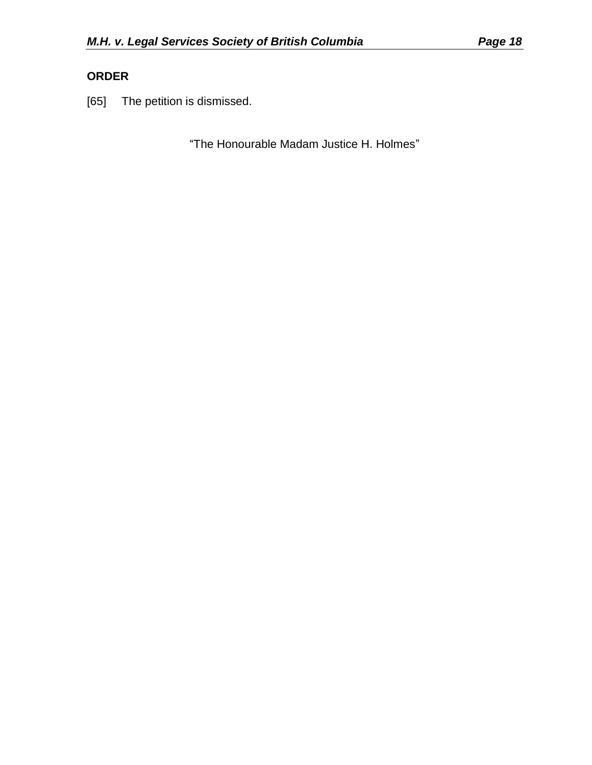## ORDER

[65] The petition is dismissed.

"The Honourable Madam Justice H. Holmes"